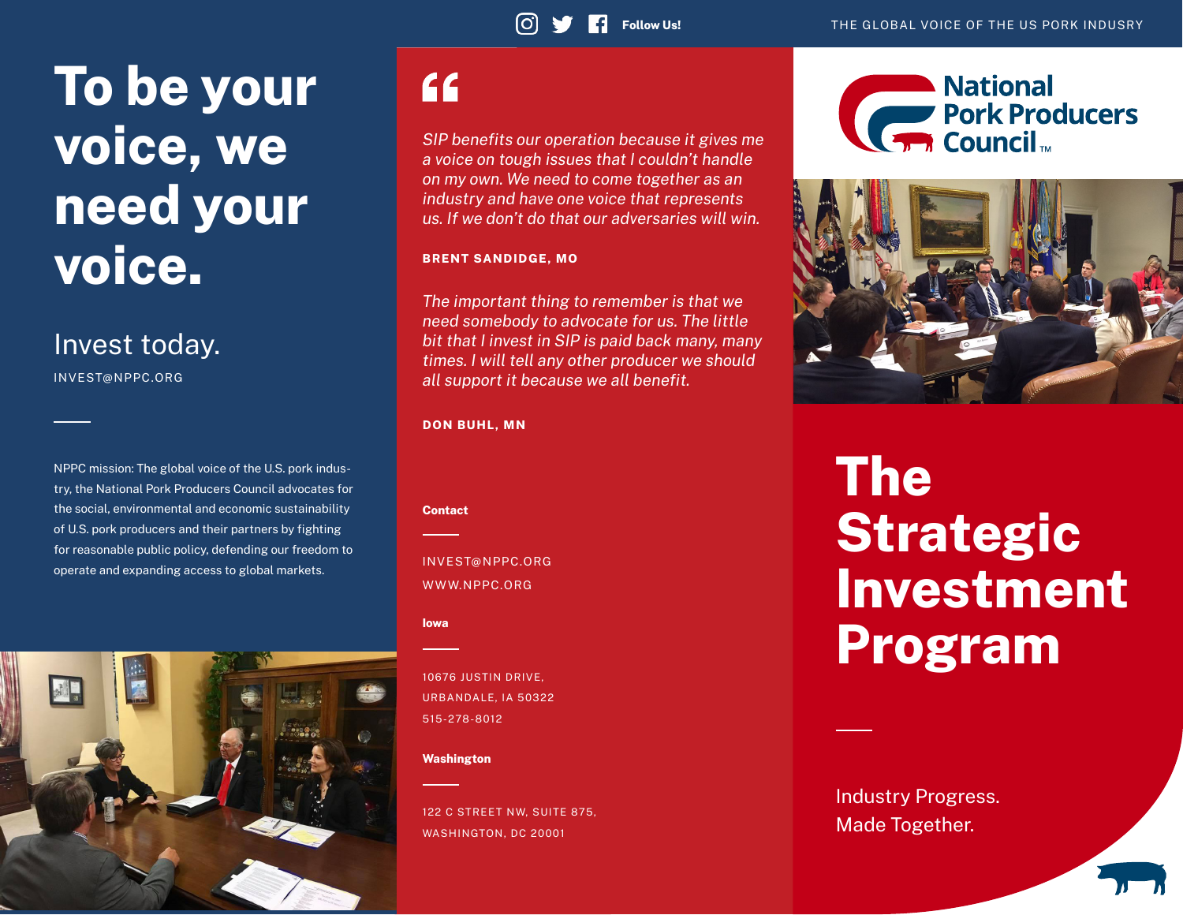Follow Us!

THE GLOBAL VOICE OF THE US PORK INDUSRY

# To be your voice, we need your voice.

Invest today.

INVEST@NPPC.ORG

NPPC mission: The global voice of the U.S. pork industry, the National Pork Producers Council advocates for the social, environmental and economic sustainability of U.S. pork producers and their partners by fighting for reasonable public policy, defending our freedom to operate and expanding access to global markets.

*SIP benefits our operation because it gives me a voice on tough issues that I couldn't handle on my own. We need to come together as an industry and have one voice that represents us. If we don't do that our adversaries will win.*

**BRENT SANDIDGE, MO**

*The important thing to remember is that we need somebody to advocate for us. The little bit that I invest in SIP is paid back many, many times. I will tell any other producer we should all support it because we all benefit.*

**DON BUHL, MN**

**Contact**

INVEST@NPPC.ORG
WWW.NPPC.ORG

**Iowa**

10676 JUSTIN DRIVE,
URBANDALE, IA 50322
515-278-8012

**Washington**

122 C STREET NW, SUITE 875,
WASHINGTON, DC 20001

National Pork Producers Council™

# The Strategic Investment Program

Industry Progress.
Made Together.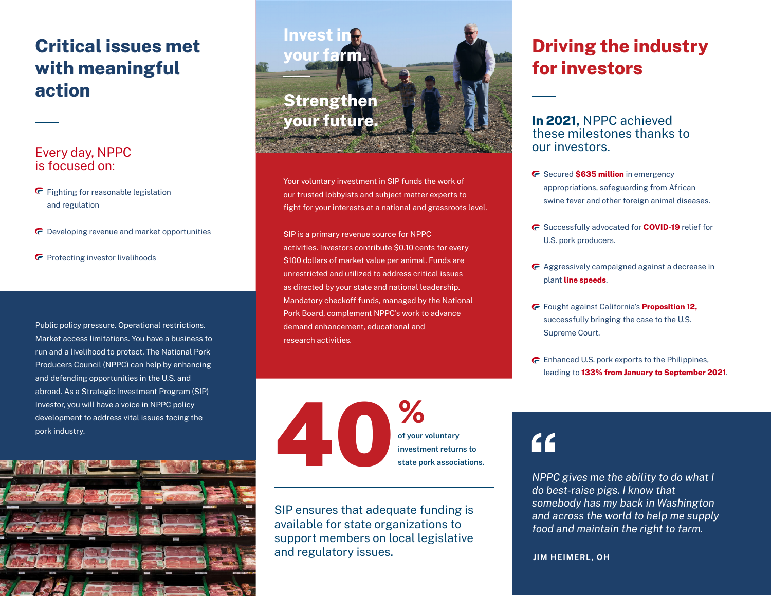# Critical issues met with meaningful action

## Every day, NPPC is focused on:

- Fighting for reasonable legislation and regulation
- Developing revenue and market opportunities
- Protecting investor livelihoods

Public policy pressure. Operational restrictions. Market access limitations. You have a business to run and a livelihood to protect. The National Pork Producers Council (NPPC) can help by enhancing and defending opportunities in the U.S. and abroad. As a Strategic Investment Program (SIP) Investor, you will have a voice in NPPC policy development to address vital issues facing the pork industry.

## Invest in your farm.

## Strengthen your future.

Your voluntary investment in SIP funds the work of our trusted lobbyists and subject matter experts to fight for your interests at a national and grassroots level.

SIP is a primary revenue source for NPPC activities. Investors contribute $0.10 cents for every $100 dollars of market value per animal. Funds are unrestricted and utilized to address critical issues as directed by your state and national leadership. Mandatory checkoff funds, managed by the National Pork Board, complement NPPC's work to advance demand enhancement, educational and research activities.

**40%** of your voluntary investment returns to state pork associations.

SIP ensures that adequate funding is available for state organizations to support members on local legislative and regulatory issues.

# Driving the industry for investors

### **In 2021,** NPPC achieved these milestones thanks to our investors.

- Secured **$635 million** in emergency appropriations, safeguarding from African swine fever and other foreign animal diseases.
- Successfully advocated for **COVID-19** relief for U.S. pork producers.
- Aggressively campaigned against a decrease in plant **line speeds**.
- Fought against California's **Proposition 12,** successfully bringing the case to the U.S. Supreme Court.
- Enhanced U.S. pork exports to the Philippines, leading to **133% from January to September 2021**.

> *NPPC gives me the ability to do what I do best-raise pigs. I know that somebody has my back in Washington and across the world to help me supply food and maintain the right to farm.*
>
> **JIM HEIMERL, OH**